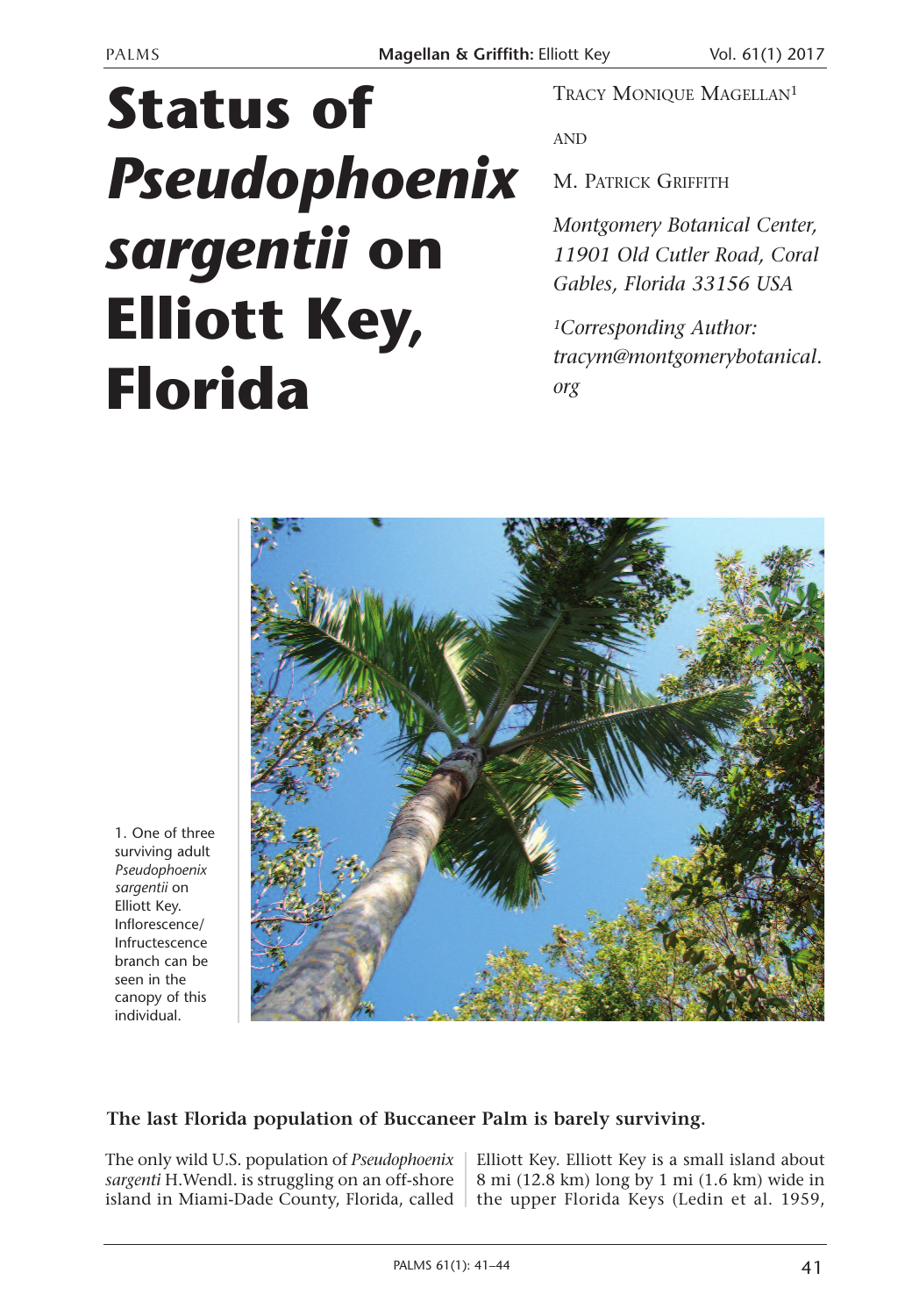# Status of *Pseudophoenix sargentii* on Elliott Key, Florida

Tracy Monique Magellan[1]

and

M. Patrick Griffith

*Montgomery Botanical Center, 11901 Old Cutler Road, Coral Gables, Florida 33156 USA*

*[1]Corresponding Author: tracym@montgomerybotanical.org*

1. One of three surviving adult *Pseudophoenix sargentii* on Elliott Key. Inflorescence/ Infructescence branch can be seen in the canopy of this individual.

**The last Florida population of Buccaneer Palm is barely surviving.**

The only wild U.S. population of *Pseudophoenix sargenti* H.Wendl. is struggling on an off-shore island in Miami-Dade County, Florida, called Elliott Key. Elliott Key is a small island about 8 mi (12.8 km) long by 1 mi (1.6 km) wide in the upper Florida Keys (Ledin et al. 1959,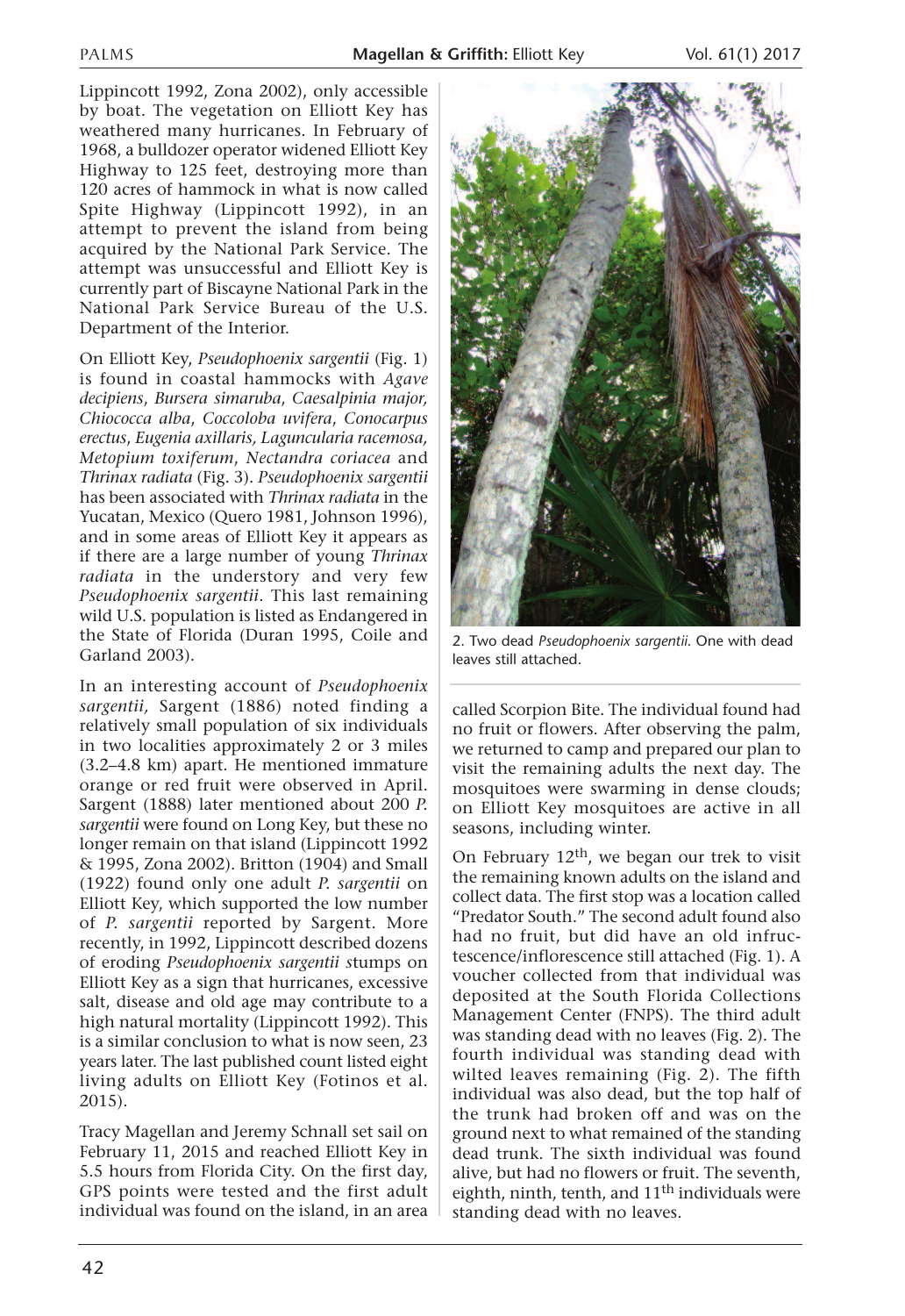Lippincott 1992, Zona 2002), only accessible by boat. The vegetation on Elliott Key has weathered many hurricanes. In February of 1968, a bulldozer operator widened Elliott Key Highway to 125 feet, destroying more than 120 acres of hammock in what is now called Spite Highway (Lippincott 1992), in an attempt to prevent the island from being acquired by the National Park Service. The attempt was unsuccessful and Elliott Key is currently part of Biscayne National Park in the National Park Service Bureau of the U.S. Department of the Interior.

On Elliott Key, *Pseudophoenix sargentii* (Fig. 1) is found in coastal hammocks with *Agave decipiens*, *Bursera simaruba*, *Caesalpinia major, Chiococca alba*, *Coccoloba uvifera*, *Conocarpus erectus*, *Eugenia axillaris, Laguncularia racemosa, Metopium toxiferum*, *Nectandra coriacea* and *Thrinax radiata* (Fig. 3). *Pseudophoenix sargentii* has been associated with *Thrinax radiata* in the Yucatan, Mexico (Quero 1981, Johnson 1996), and in some areas of Elliott Key it appears as if there are a large number of young *Thrinax radiata* in the understory and very few *Pseudophoenix sargentii*. This last remaining wild U.S. population is listed as Endangered in the State of Florida (Duran 1995, Coile and Garland 2003).

In an interesting account of *Pseudophoenix sargentii*, Sargent (1886) noted finding a relatively small population of six individuals in two localities approximately 2 or 3 miles (3.2–4.8 km) apart. He mentioned immature orange or red fruit were observed in April. Sargent (1888) later mentioned about 200 *P. sargentii* were found on Long Key, but these no longer remain on that island (Lippincott 1992 & 1995, Zona 2002). Britton (1904) and Small (1922) found only one adult *P. sargentii* on Elliott Key, which supported the low number of *P. sargentii* reported by Sargent. More recently, in 1992, Lippincott described dozens of eroding *Pseudophoenix sargentii* stumps on Elliott Key as a sign that hurricanes, excessive salt, disease and old age may contribute to a high natural mortality (Lippincott 1992). This is a similar conclusion to what is now seen, 23 years later. The last published count listed eight living adults on Elliott Key (Fotinos et al. 2015).

Tracy Magellan and Jeremy Schnall set sail on February 11, 2015 and reached Elliott Key in 5.5 hours from Florida City. On the first day, GPS points were tested and the first adult individual was found on the island, in an area called Scorpion Bite. The individual found had no fruit or flowers. After observing the palm, we returned to camp and prepared our plan to visit the remaining adults the next day. The mosquitoes were swarming in dense clouds; on Elliott Key mosquitoes are active in all seasons, including winter.

2. Two dead *Pseudophoenix sargentii*. One with dead leaves still attached.

On February 12th, we began our trek to visit the remaining known adults on the island and collect data. The first stop was a location called "Predator South." The second adult found also had no fruit, but did have an old infructescence/inflorescence still attached (Fig. 1). A voucher collected from that individual was deposited at the South Florida Collections Management Center (FNPS). The third adult was standing dead with no leaves (Fig. 2). The fourth individual was standing dead with wilted leaves remaining (Fig. 2). The fifth individual was also dead, but the top half of the trunk had broken off and was on the ground next to what remained of the standing dead trunk. The sixth individual was found alive, but had no flowers or fruit. The seventh, eighth, ninth, tenth, and 11th individuals were standing dead with no leaves.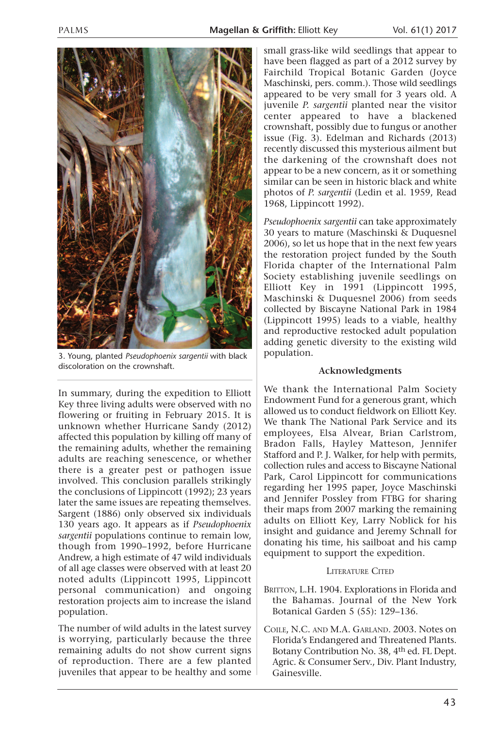3. Young, planted *Pseudophoenix sargentii* with black discoloration on the crownshaft.

In summary, during the expedition to Elliott Key three living adults were observed with no flowering or fruiting in February 2015. It is unknown whether Hurricane Sandy (2012) affected this population by killing off many of the remaining adults, whether the remaining adults are reaching senescence, or whether there is a greater pest or pathogen issue involved. This conclusion parallels strikingly the conclusions of Lippincott (1992); 23 years later the same issues are repeating themselves. Sargent (1886) only observed six individuals 130 years ago. It appears as if *Pseudophoenix sargentii* populations continue to remain low, though from 1990–1992, before Hurricane Andrew, a high estimate of 47 wild individuals of all age classes were observed with at least 20 noted adults (Lippincott 1995, Lippincott personal communication) and ongoing restoration projects aim to increase the island population.

The number of wild adults in the latest survey is worrying, particularly because the three remaining adults do not show current signs of reproduction. There are a few planted juveniles that appear to be healthy and some small grass-like wild seedlings that appear to have been flagged as part of a 2012 survey by Fairchild Tropical Botanic Garden (Joyce Maschinski, pers. comm.). Those wild seedlings appeared to be very small for 3 years old. A juvenile *P. sargentii* planted near the visitor center appeared to have a blackened crownshaft, possibly due to fungus or another issue (Fig. 3). Edelman and Richards (2013) recently discussed this mysterious ailment but the darkening of the crownshaft does not appear to be a new concern, as it or something similar can be seen in historic black and white photos of *P. sargentii* (Ledin et al. 1959, Read 1968, Lippincott 1992).

*Pseudophoenix sargentii* can take approximately 30 years to mature (Maschinski & Duquesnel 2006), so let us hope that in the next few years the restoration project funded by the South Florida chapter of the International Palm Society establishing juvenile seedlings on Elliott Key in 1991 (Lippincott 1995, Maschinski & Duquesnel 2006) from seeds collected by Biscayne National Park in 1984 (Lippincott 1995) leads to a viable, healthy and reproductive restocked adult population adding genetic diversity to the existing wild population.

### Acknowledgments

We thank the International Palm Society Endowment Fund for a generous grant, which allowed us to conduct fieldwork on Elliott Key. We thank The National Park Service and its employees, Elsa Alvear, Brian Carlstrom, Bradon Falls, Hayley Matteson, Jennifer Stafford and P. J. Walker, for help with permits, collection rules and access to Biscayne National Park, Carol Lippincott for communications regarding her 1995 paper, Joyce Maschinski and Jennifer Possley from FTBG for sharing their maps from 2007 marking the remaining adults on Elliott Key, Larry Noblick for his insight and guidance and Jeremy Schnall for donating his time, his sailboat and his camp equipment to support the expedition.

### Literature Cited

Britton, L.H. 1904. Explorations in Florida and the Bahamas. Journal of the New York Botanical Garden 5 (55): 129–136.

Coile, N.C. and M.A. Garland. 2003. Notes on Florida's Endangered and Threatened Plants. Botany Contribution No. 38, 4th ed. FL Dept. Agric. & Consumer Serv., Div. Plant Industry, Gainesville.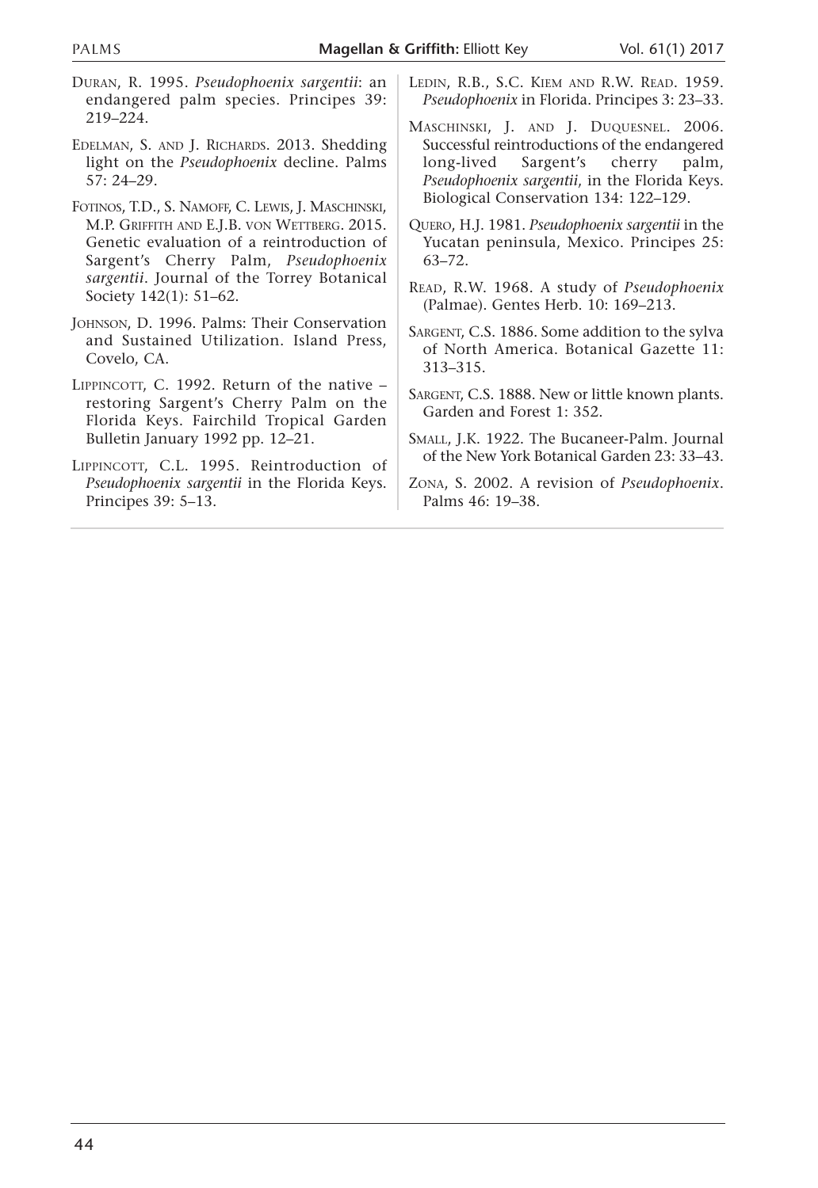DURAN, R. 1995. *Pseudophoenix sargentii*: an endangered palm species. Principes 39: 219–224.

EDELMAN, S. AND J. RICHARDS. 2013. Shedding light on the *Pseudophoenix* decline. Palms 57: 24–29.

FOTINOS, T.D., S. NAMOFF, C. LEWIS, J. MASCHINSKI, M.P. GRIFFITH AND E.J.B. VON WETTBERG. 2015. Genetic evaluation of a reintroduction of Sargent's Cherry Palm, *Pseudophoenix sargentii*. Journal of the Torrey Botanical Society 142(1): 51–62.

JOHNSON, D. 1996. Palms: Their Conservation and Sustained Utilization. Island Press, Covelo, CA.

LIPPINCOTT, C. 1992. Return of the native – restoring Sargent's Cherry Palm on the Florida Keys. Fairchild Tropical Garden Bulletin January 1992 pp. 12–21.

LIPPINCOTT, C.L. 1995. Reintroduction of *Pseudophoenix sargentii* in the Florida Keys. Principes 39: 5–13.

LEDIN, R.B., S.C. KIEM AND R.W. READ. 1959. *Pseudophoenix* in Florida. Principes 3: 23–33.

MASCHINSKI, J. AND J. DUQUESNEL. 2006. Successful reintroductions of the endangered long-lived Sargent's cherry palm, *Pseudophoenix sargentii*, in the Florida Keys. Biological Conservation 134: 122–129.

QUERO, H.J. 1981. *Pseudophoenix sargentii* in the Yucatan peninsula, Mexico. Principes 25: 63–72.

READ, R.W. 1968. A study of *Pseudophoenix* (Palmae). Gentes Herb. 10: 169–213.

SARGENT, C.S. 1886. Some addition to the sylva of North America. Botanical Gazette 11: 313–315.

SARGENT, C.S. 1888. New or little known plants. Garden and Forest 1: 352.

SMALL, J.K. 1922. The Bucaneer-Palm. Journal of the New York Botanical Garden 23: 33–43.

ZONA, S. 2002. A revision of *Pseudophoenix*. Palms 46: 19–38.